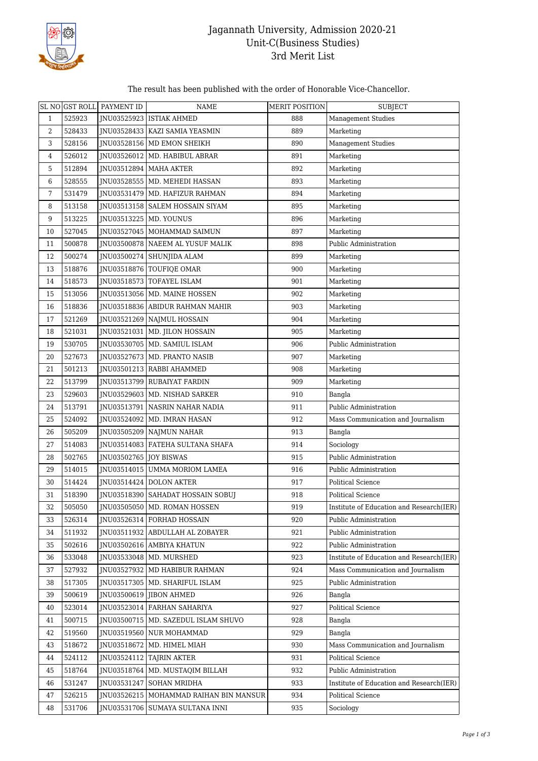# Jagannath University, Admission 2020-21
## Unit-C(Business Studies)
## 3rd Merit List

The result has been published with the order of Honorable Vice-Chancellor.

| SL NO | GST ROLL | PAYMENT ID | NAME | MERIT POSITION | SUBJECT |
|---|---|---|---|---|---|
| 1 | 525923 | JNU03525923 | ISTIAK AHMED | 888 | Management Studies |
| 2 | 528433 | JNU03528433 | KAZI SAMIA YEASMIN | 889 | Marketing |
| 3 | 528156 | JNU03528156 | MD EMON SHEIKH | 890 | Management Studies |
| 4 | 526012 | JNU03526012 | MD. HABIBUL ABRAR | 891 | Marketing |
| 5 | 512894 | JNU03512894 | MAHA AKTER | 892 | Marketing |
| 6 | 528555 | JNU03528555 | MD. MEHEDI HASSAN | 893 | Marketing |
| 7 | 531479 | JNU03531479 | MD. HAFIZUR RAHMAN | 894 | Marketing |
| 8 | 513158 | JNU03513158 | SALEM HOSSAIN SIYAM | 895 | Marketing |
| 9 | 513225 | JNU03513225 | MD. YOUNUS | 896 | Marketing |
| 10 | 527045 | JNU03527045 | MOHAMMAD SAIMUN | 897 | Marketing |
| 11 | 500878 | JNU03500878 | NAEEM AL YUSUF MALIK | 898 | Public Administration |
| 12 | 500274 | JNU03500274 | SHUNJIDA ALAM | 899 | Marketing |
| 13 | 518876 | JNU03518876 | TOUFIQE OMAR | 900 | Marketing |
| 14 | 518573 | JNU03518573 | TOFAYEL ISLAM | 901 | Marketing |
| 15 | 513056 | JNU03513056 | MD. MAINE HOSSEN | 902 | Marketing |
| 16 | 518836 | JNU03518836 | ABIDUR RAHMAN MAHIR | 903 | Marketing |
| 17 | 521269 | JNU03521269 | NAJMUL HOSSAIN | 904 | Marketing |
| 18 | 521031 | JNU03521031 | MD. JILON HOSSAIN | 905 | Marketing |
| 19 | 530705 | JNU03530705 | MD. SAMIUL ISLAM | 906 | Public Administration |
| 20 | 527673 | JNU03527673 | MD. PRANTO NASIB | 907 | Marketing |
| 21 | 501213 | JNU03501213 | RABBI AHAMMED | 908 | Marketing |
| 22 | 513799 | JNU03513799 | RUBAIYAT FARDIN | 909 | Marketing |
| 23 | 529603 | JNU03529603 | MD. NISHAD SARKER | 910 | Bangla |
| 24 | 513791 | JNU03513791 | NASRIN NAHAR NADIA | 911 | Public Administration |
| 25 | 524092 | JNU03524092 | MD. IMRAN HASAN | 912 | Mass Communication and Journalism |
| 26 | 505209 | JNU03505209 | NAJMUN NAHAR | 913 | Bangla |
| 27 | 514083 | JNU03514083 | FATEHA SULTANA SHAFA | 914 | Sociology |
| 28 | 502765 | JNU03502765 | JOY BISWAS | 915 | Public Administration |
| 29 | 514015 | JNU03514015 | UMMA MORIOM LAMEA | 916 | Public Administration |
| 30 | 514424 | JNU03514424 | DOLON AKTER | 917 | Political Science |
| 31 | 518390 | JNU03518390 | SAHADAT HOSSAIN SOBUJ | 918 | Political Science |
| 32 | 505050 | JNU03505050 | MD. ROMAN HOSSEN | 919 | Institute of Education and Research(IER) |
| 33 | 526314 | JNU03526314 | FORHAD HOSSAIN | 920 | Public Administration |
| 34 | 511932 | JNU03511932 | ABDULLAH AL ZOBAYER | 921 | Public Administration |
| 35 | 502616 | JNU03502616 | AMBIYA KHATUN | 922 | Public Administration |
| 36 | 533048 | JNU03533048 | MD. MURSHED | 923 | Institute of Education and Research(IER) |
| 37 | 527932 | JNU03527932 | MD HABIBUR RAHMAN | 924 | Mass Communication and Journalism |
| 38 | 517305 | JNU03517305 | MD. SHARIFUL ISLAM | 925 | Public Administration |
| 39 | 500619 | JNU03500619 | JIBON AHMED | 926 | Bangla |
| 40 | 523014 | JNU03523014 | FARHAN SAHARIYA | 927 | Political Science |
| 41 | 500715 | JNU03500715 | MD. SAZEDUL ISLAM SHUVO | 928 | Bangla |
| 42 | 519560 | JNU03519560 | NUR MOHAMMAD | 929 | Bangla |
| 43 | 518672 | JNU03518672 | MD. HIMEL MIAH | 930 | Mass Communication and Journalism |
| 44 | 524112 | JNU03524112 | TAJRIN AKTER | 931 | Political Science |
| 45 | 518764 | JNU03518764 | MD. MUSTAQIM BILLAH | 932 | Public Administration |
| 46 | 531247 | JNU03531247 | SOHAN MRIDHA | 933 | Institute of Education and Research(IER) |
| 47 | 526215 | JNU03526215 | MOHAMMAD RAIHAN BIN MANSUR | 934 | Political Science |
| 48 | 531706 | JNU03531706 | SUMAYA SULTANA INNI | 935 | Sociology |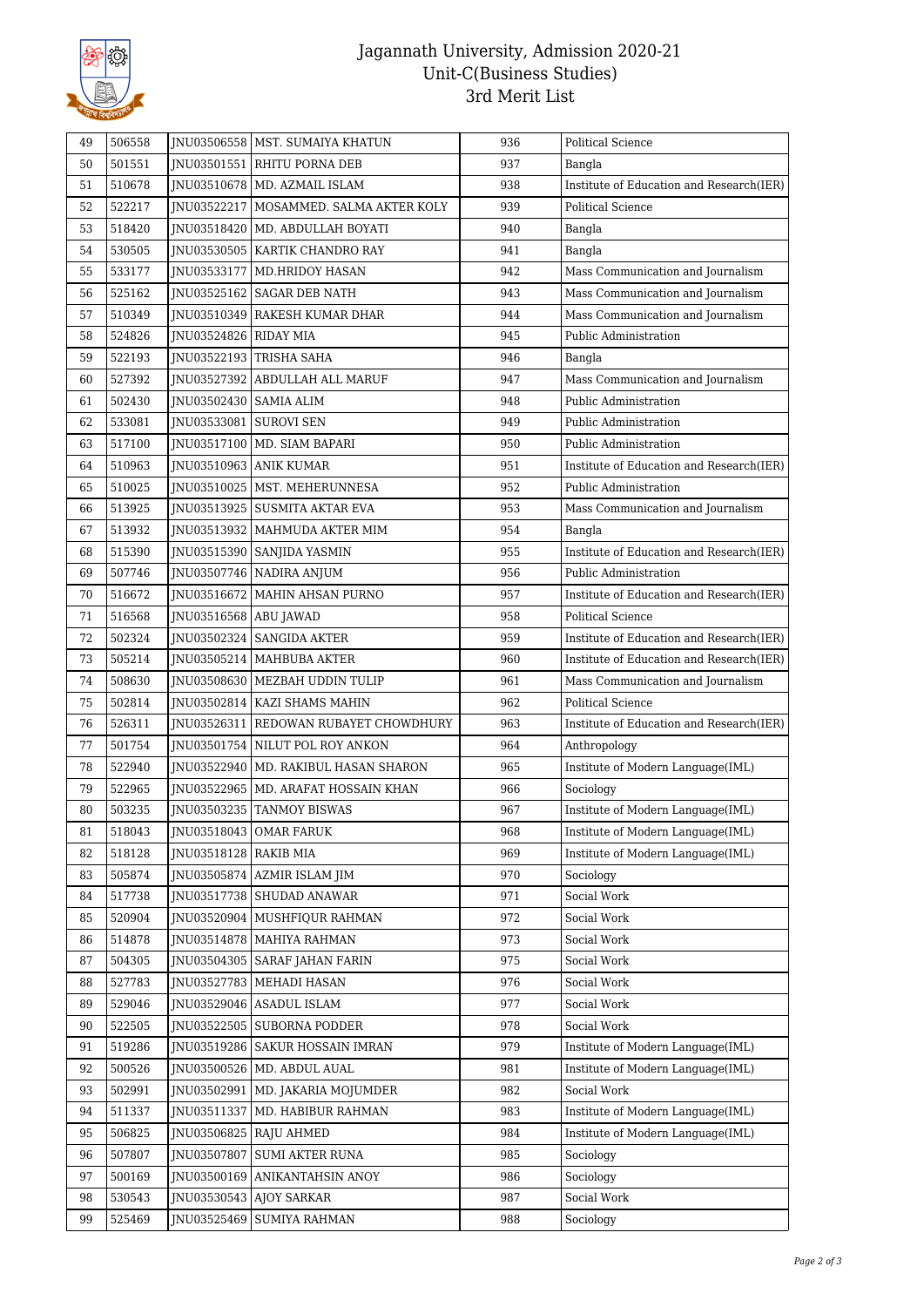# Jagannath University, Admission 2020-21
## Unit-C(Business Studies)
### 3rd Merit List

| | | | | | |
|---|---|---|---|---|---|
| 49 | 506558 | JNU03506558 | MST. SUMAIYA KHATUN | 936 | Political Science |
| 50 | 501551 | JNU03501551 | RHITU PORNA DEB | 937 | Bangla |
| 51 | 510678 | JNU03510678 | MD. AZMAIL ISLAM | 938 | Institute of Education and Research(IER) |
| 52 | 522217 | JNU03522217 | MOSAMMED. SALMA AKTER KOLY | 939 | Political Science |
| 53 | 518420 | JNU03518420 | MD. ABDULLAH BOYATI | 940 | Bangla |
| 54 | 530505 | JNU03530505 | KARTIK CHANDRO RAY | 941 | Bangla |
| 55 | 533177 | JNU03533177 | MD.HRIDOY HASAN | 942 | Mass Communication and Journalism |
| 56 | 525162 | JNU03525162 | SAGAR DEB NATH | 943 | Mass Communication and Journalism |
| 57 | 510349 | JNU03510349 | RAKESH KUMAR DHAR | 944 | Mass Communication and Journalism |
| 58 | 524826 | JNU03524826 | RIDAY MIA | 945 | Public Administration |
| 59 | 522193 | JNU03522193 | TRISHA SAHA | 946 | Bangla |
| 60 | 527392 | JNU03527392 | ABDULLAH ALL MARUF | 947 | Mass Communication and Journalism |
| 61 | 502430 | JNU03502430 | SAMIA ALIM | 948 | Public Administration |
| 62 | 533081 | JNU03533081 | SUROVI SEN | 949 | Public Administration |
| 63 | 517100 | JNU03517100 | MD. SIAM BAPARI | 950 | Public Administration |
| 64 | 510963 | JNU03510963 | ANIK KUMAR | 951 | Institute of Education and Research(IER) |
| 65 | 510025 | JNU03510025 | MST. MEHERUNNESA | 952 | Public Administration |
| 66 | 513925 | JNU03513925 | SUSMITA AKTAR EVA | 953 | Mass Communication and Journalism |
| 67 | 513932 | JNU03513932 | MAHMUDA AKTER MIM | 954 | Bangla |
| 68 | 515390 | JNU03515390 | SANJIDA YASMIN | 955 | Institute of Education and Research(IER) |
| 69 | 507746 | JNU03507746 | NADIRA ANJUM | 956 | Public Administration |
| 70 | 516672 | JNU03516672 | MAHIN AHSAN PURNO | 957 | Institute of Education and Research(IER) |
| 71 | 516568 | JNU03516568 | ABU JAWAD | 958 | Political Science |
| 72 | 502324 | JNU03502324 | SANGIDA AKTER | 959 | Institute of Education and Research(IER) |
| 73 | 505214 | JNU03505214 | MAHBUBA AKTER | 960 | Institute of Education and Research(IER) |
| 74 | 508630 | JNU03508630 | MEZBAH UDDIN TULIP | 961 | Mass Communication and Journalism |
| 75 | 502814 | JNU03502814 | KAZI SHAMS MAHIN | 962 | Political Science |
| 76 | 526311 | JNU03526311 | REDOWAN RUBAYET CHOWDHURY | 963 | Institute of Education and Research(IER) |
| 77 | 501754 | JNU03501754 | NILUT POL ROY ANKON | 964 | Anthropology |
| 78 | 522940 | JNU03522940 | MD. RAKIBUL HASAN SHARON | 965 | Institute of Modern Language(IML) |
| 79 | 522965 | JNU03522965 | MD. ARAFAT HOSSAIN KHAN | 966 | Sociology |
| 80 | 503235 | JNU03503235 | TANMOY BISWAS | 967 | Institute of Modern Language(IML) |
| 81 | 518043 | JNU03518043 | OMAR FARUK | 968 | Institute of Modern Language(IML) |
| 82 | 518128 | JNU03518128 | RAKIB MIA | 969 | Institute of Modern Language(IML) |
| 83 | 505874 | JNU03505874 | AZMIR ISLAM JIM | 970 | Sociology |
| 84 | 517738 | JNU03517738 | SHUDAD ANAWAR | 971 | Social Work |
| 85 | 520904 | JNU03520904 | MUSHFIQUR RAHMAN | 972 | Social Work |
| 86 | 514878 | JNU03514878 | MAHIYA RAHMAN | 973 | Social Work |
| 87 | 504305 | JNU03504305 | SARAF JAHAN FARIN | 975 | Social Work |
| 88 | 527783 | JNU03527783 | MEHADI HASAN | 976 | Social Work |
| 89 | 529046 | JNU03529046 | ASADUL ISLAM | 977 | Social Work |
| 90 | 522505 | JNU03522505 | SUBORNA PODDER | 978 | Social Work |
| 91 | 519286 | JNU03519286 | SAKUR HOSSAIN IMRAN | 979 | Institute of Modern Language(IML) |
| 92 | 500526 | JNU03500526 | MD. ABDUL AUAL | 981 | Institute of Modern Language(IML) |
| 93 | 502991 | JNU03502991 | MD. JAKARIA MOJUMDER | 982 | Social Work |
| 94 | 511337 | JNU03511337 | MD. HABIBUR RAHMAN | 983 | Institute of Modern Language(IML) |
| 95 | 506825 | JNU03506825 | RAJU AHMED | 984 | Institute of Modern Language(IML) |
| 96 | 507807 | JNU03507807 | SUMI AKTER RUNA | 985 | Sociology |
| 97 | 500169 | JNU03500169 | ANIKANTAHSIN ANOY | 986 | Sociology |
| 98 | 530543 | JNU03530543 | AJOY SARKAR | 987 | Social Work |
| 99 | 525469 | JNU03525469 | SUMIYA RAHMAN | 988 | Sociology |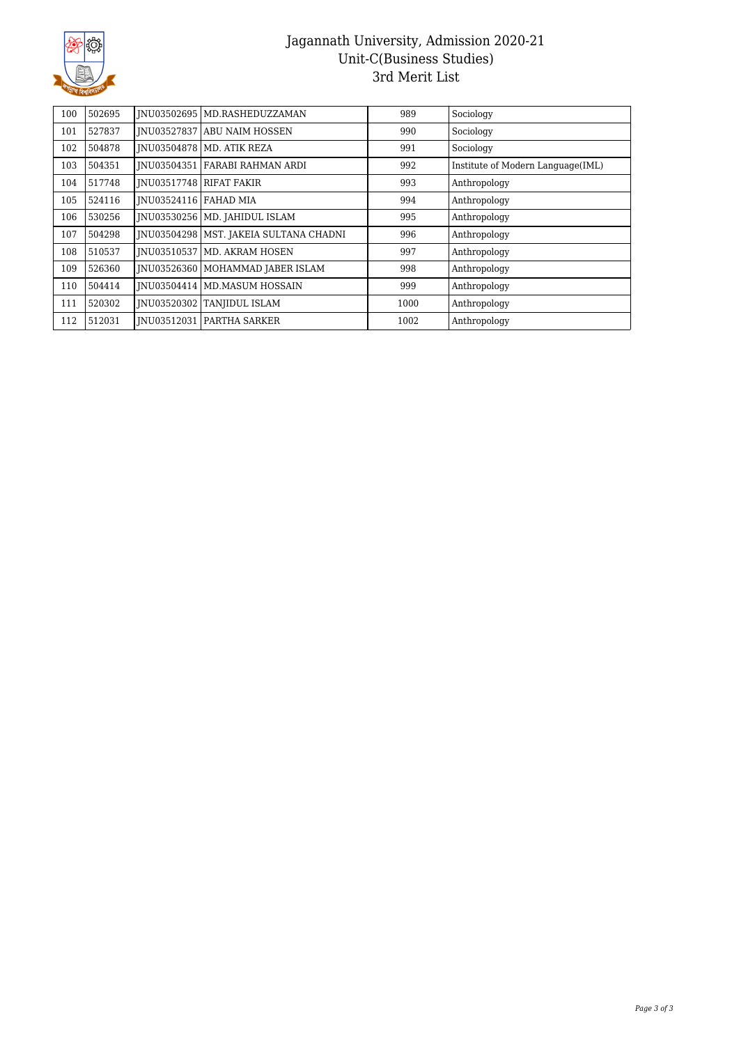# Jagannath University, Admission 2020-21
## Unit-C(Business Studies)
## 3rd Merit List

| | | | | | |
|---|---|---|---|---|---|
| 100 | 502695 | JNU03502695 | MD.RASHEDUZZAMAN | 989 | Sociology |
| 101 | 527837 | JNU03527837 | ABU NAIM HOSSEN | 990 | Sociology |
| 102 | 504878 | JNU03504878 | MD. ATIK REZA | 991 | Sociology |
| 103 | 504351 | JNU03504351 | FARABI RAHMAN ARDI | 992 | Institute of Modern Language(IML) |
| 104 | 517748 | JNU03517748 | RIFAT FAKIR | 993 | Anthropology |
| 105 | 524116 | JNU03524116 | FAHAD MIA | 994 | Anthropology |
| 106 | 530256 | JNU03530256 | MD. JAHIDUL ISLAM | 995 | Anthropology |
| 107 | 504298 | JNU03504298 | MST. JAKEIA SULTANA CHADNI | 996 | Anthropology |
| 108 | 510537 | JNU03510537 | MD. AKRAM HOSEN | 997 | Anthropology |
| 109 | 526360 | JNU03526360 | MOHAMMAD JABER ISLAM | 998 | Anthropology |
| 110 | 504414 | JNU03504414 | MD.MASUM HOSSAIN | 999 | Anthropology |
| 111 | 520302 | JNU03520302 | TANJIDUL ISLAM | 1000 | Anthropology |
| 112 | 512031 | JNU03512031 | PARTHA SARKER | 1002 | Anthropology |